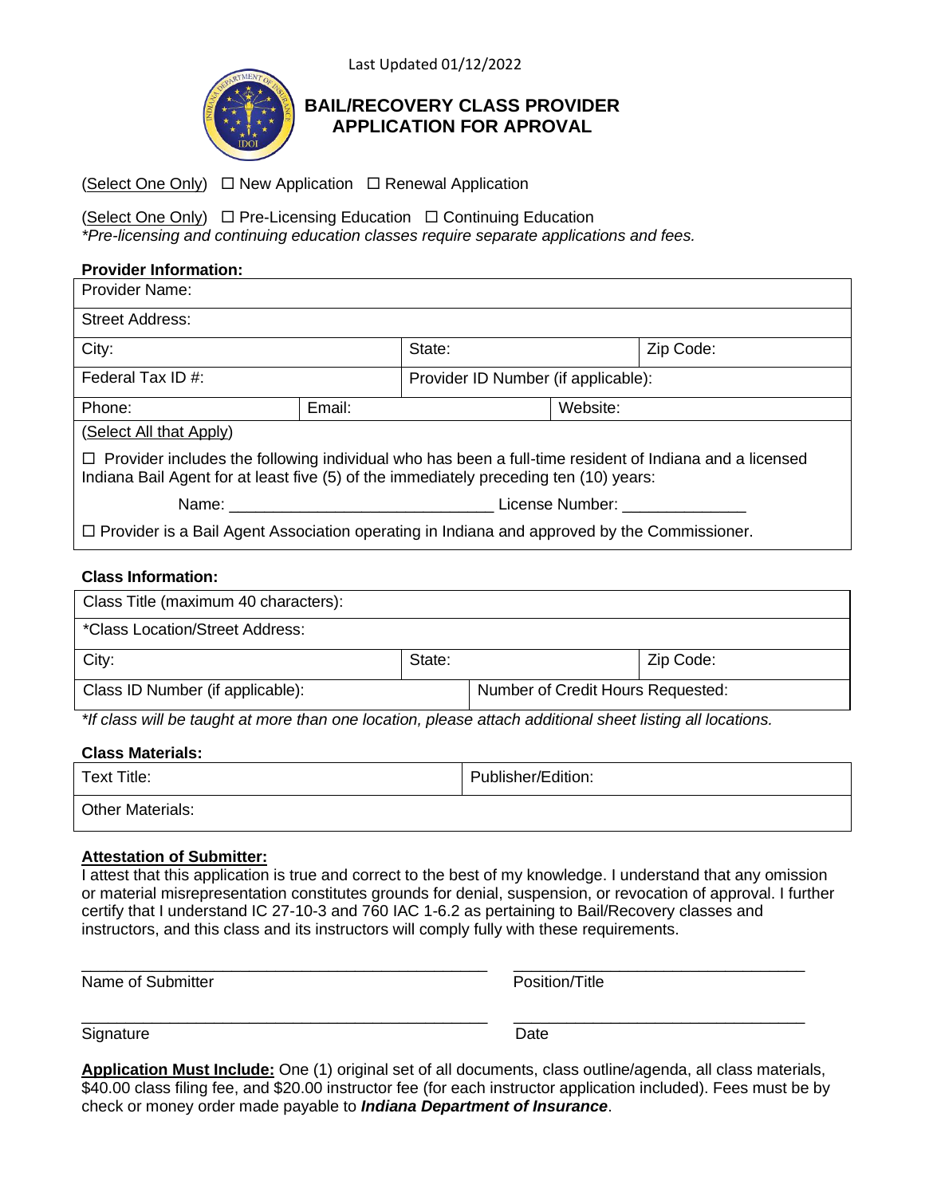Last Updated 01/12/2022

# BAIL/RECOVERY CLASS PROVIDER APPLICATION FOR APROVAL

(Select One Only) ☐ New Application ☐ Renewal Application

(Select One Only) ☐ Pre-Licensing Education ☐ Continuing Education
*Pre-licensing and continuing education classes require separate applications and fees.*

**Provider Information:**

| Provider Name: | | | |
|---|---|---|---|
| Street Address: | | | |
| City: | | State: | Zip Code: |
| Federal Tax ID #: | | Provider ID Number (if applicable): | |
| Phone: | Email: | | Website: |

(Select All that Apply)

☐ Provider includes the following individual who has been a full-time resident of Indiana and a licensed Indiana Bail Agent for at least five (5) of the immediately preceding ten (10) years:

Name: ______________________________ License Number: ______________

☐ Provider is a Bail Agent Association operating in Indiana and approved by the Commissioner.

**Class Information:**

| Class Title (maximum 40 characters): | | |
|---|---|---|
| *Class Location/Street Address: | | |
| City: | State: | Zip Code: |
| Class ID Number (if applicable): | Number of Credit Hours Requested: | |

*\*If class will be taught at more than one location, please attach additional sheet listing all locations.*

**Class Materials:**

| Text Title: | Publisher/Edition: |
|---|---|
| Other Materials: | |

**Attestation of Submitter:**

I attest that this application is true and correct to the best of my knowledge. I understand that any omission or material misrepresentation constitutes grounds for denial, suspension, or revocation of approval. I further certify that I understand IC 27-10-3 and 760 IAC 1-6.2 as pertaining to Bail/Recovery classes and instructors, and this class and its instructors will comply fully with these requirements.

_______________________________________________ _________________________________

Name of Submitter Position/Title

_______________________________________________ _________________________________

Signature Date

**Application Must Include:** One (1) original set of all documents, class outline/agenda, all class materials, $40.00 class filing fee, and $20.00 instructor fee (for each instructor application included). Fees must be by check or money order made payable to ***Indiana Department of Insurance***.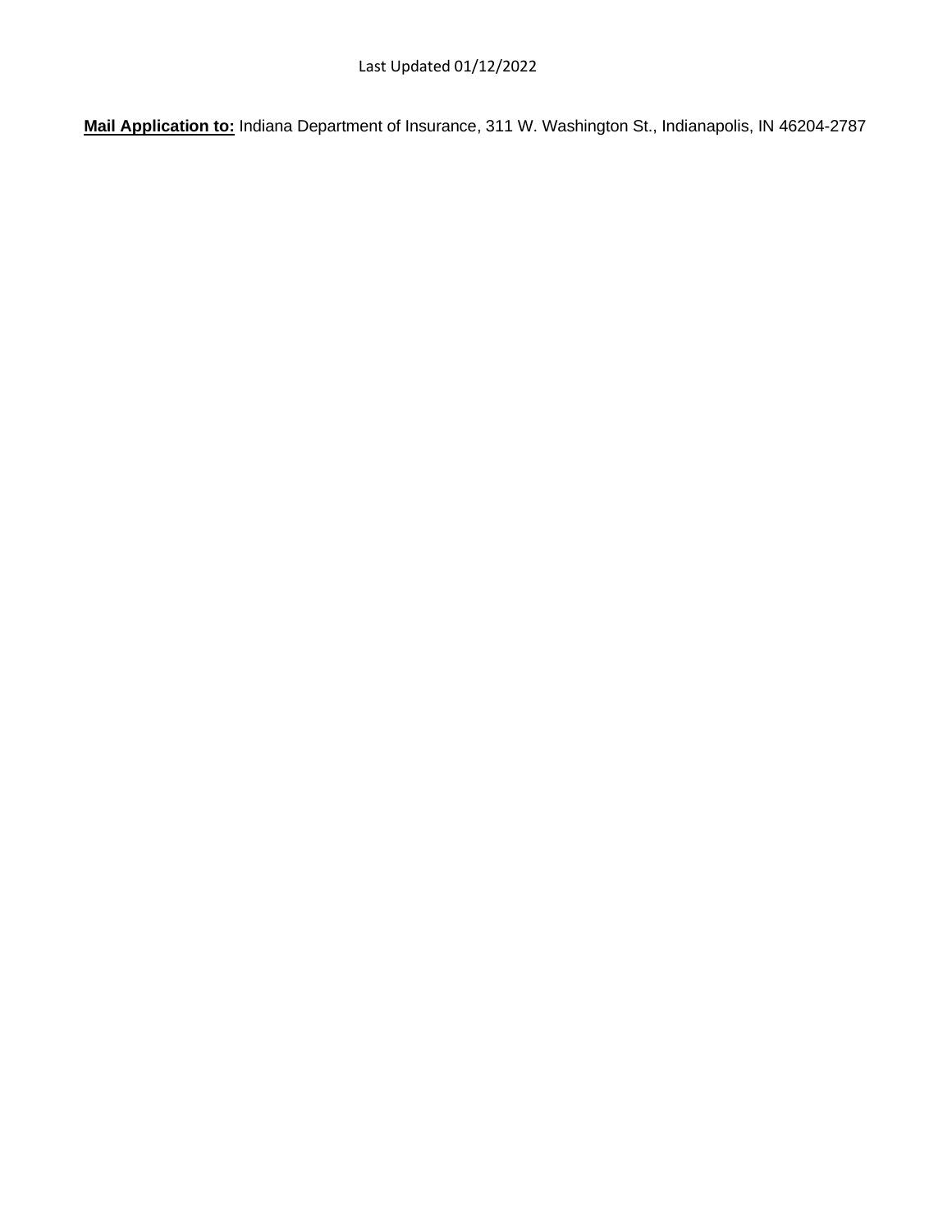Last Updated 01/12/2022

**Mail Application to:** Indiana Department of Insurance, 311 W. Washington St., Indianapolis, IN 46204-2787